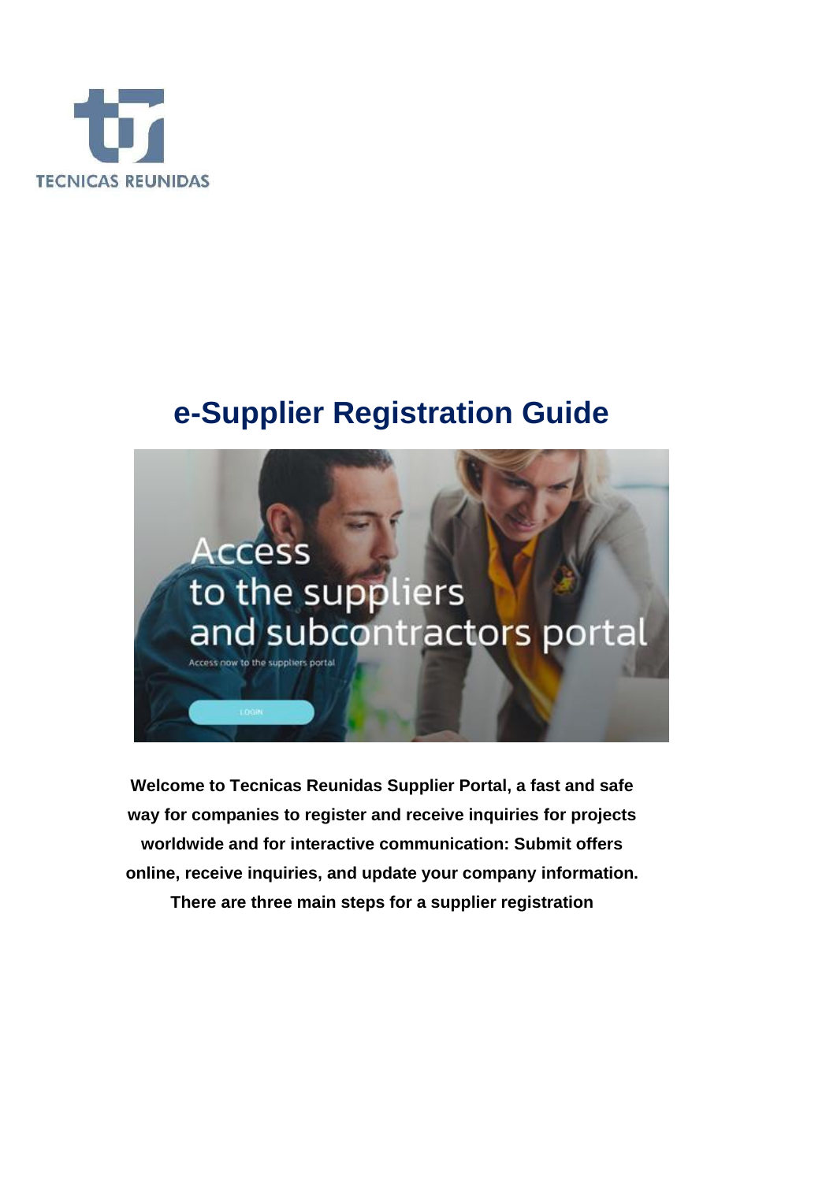TECNICAS REUNIDAS

# e-Supplier Registration Guide

Access to the suppliers and subcontractors portal

Access now to the suppliers portal

LOGIN

**Welcome to Tecnicas Reunidas Supplier Portal, a fast and safe way for companies to register and receive inquiries for projects worldwide and for interactive communication: Submit offers online, receive inquiries, and update your company information. There are three main steps for a supplier registration**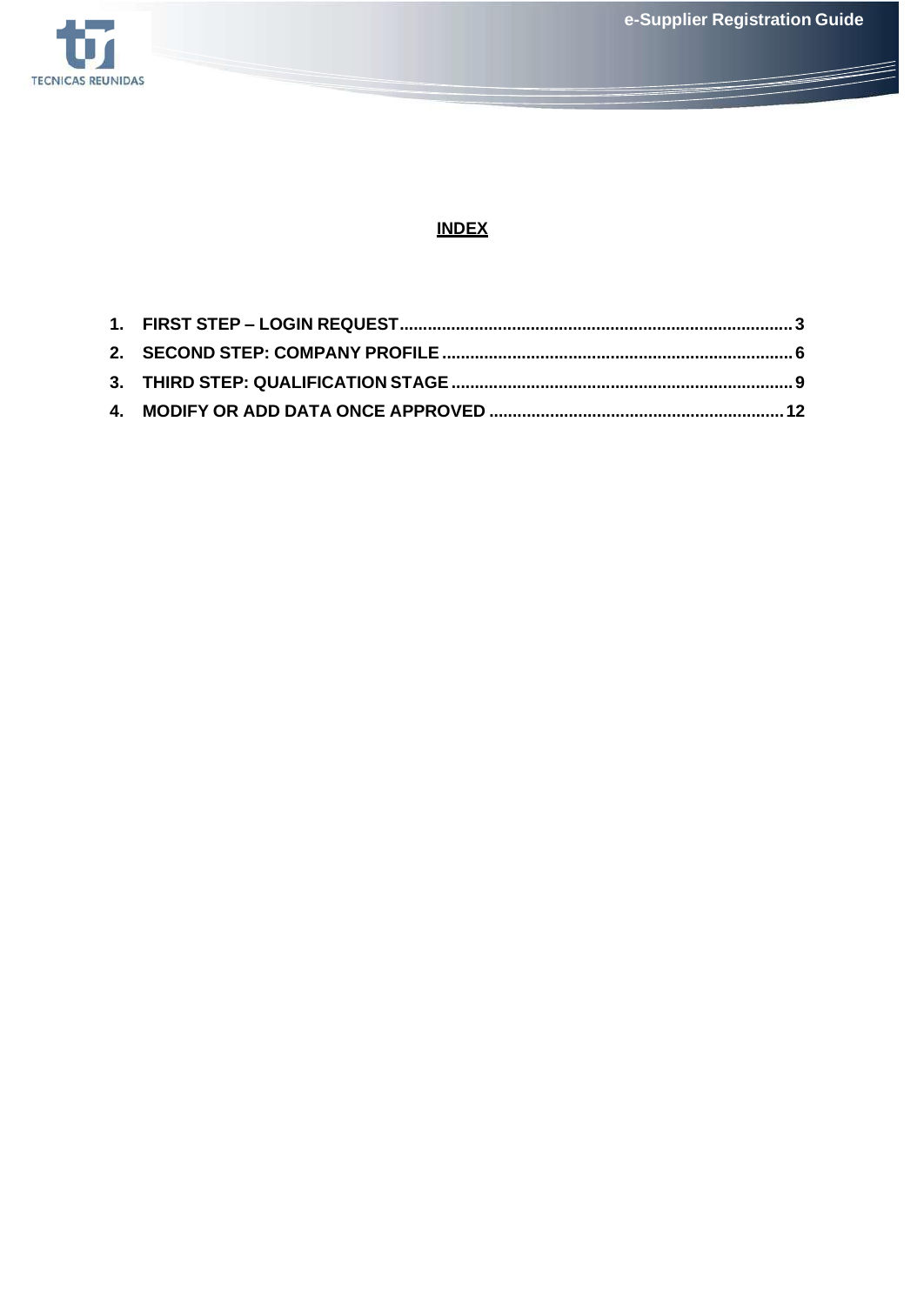**INDEX**

1. **FIRST STEP – LOGIN REQUEST .................................................................................... 3**
2. **SECOND STEP: COMPANY PROFILE .......................................................................... 6**
3. **THIRD STEP: QUALIFICATION STAGE ........................................................................ 9**
4. **MODIFY OR ADD DATA ONCE APPROVED ............................................................. 12**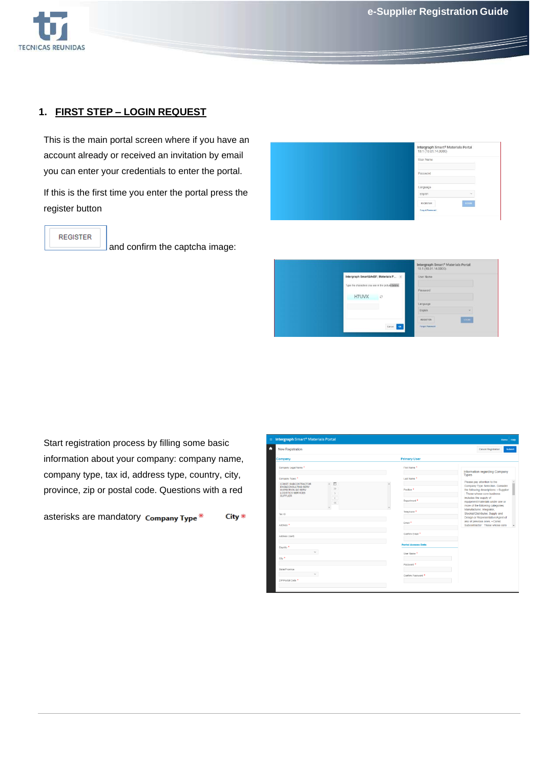## 1. FIRST STEP – LOGIN REQUEST

This is the main portal screen where if you have an account already or received an invitation by email you can enter your credentials to enter the portal.

If this is the first time you enter the portal press the register button

REGISTER and confirm the captcha image:

Start registration process by filling some basic information about your company: company name, company type, tax id, address type, country, city, province, zip or postal code. Questions with a red asterisks are mandatory Company Type * City *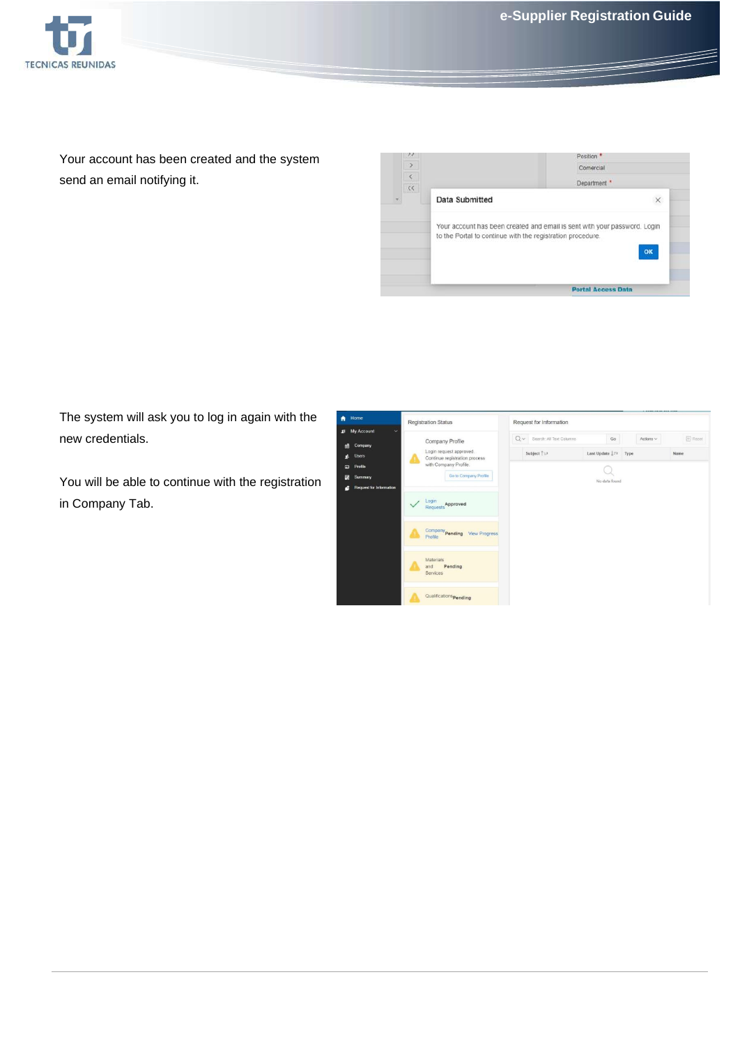Your account has been created and the system send an email notifying it.

The system will ask you to log in again with the new credentials.

You will be able to continue with the registration in Company Tab.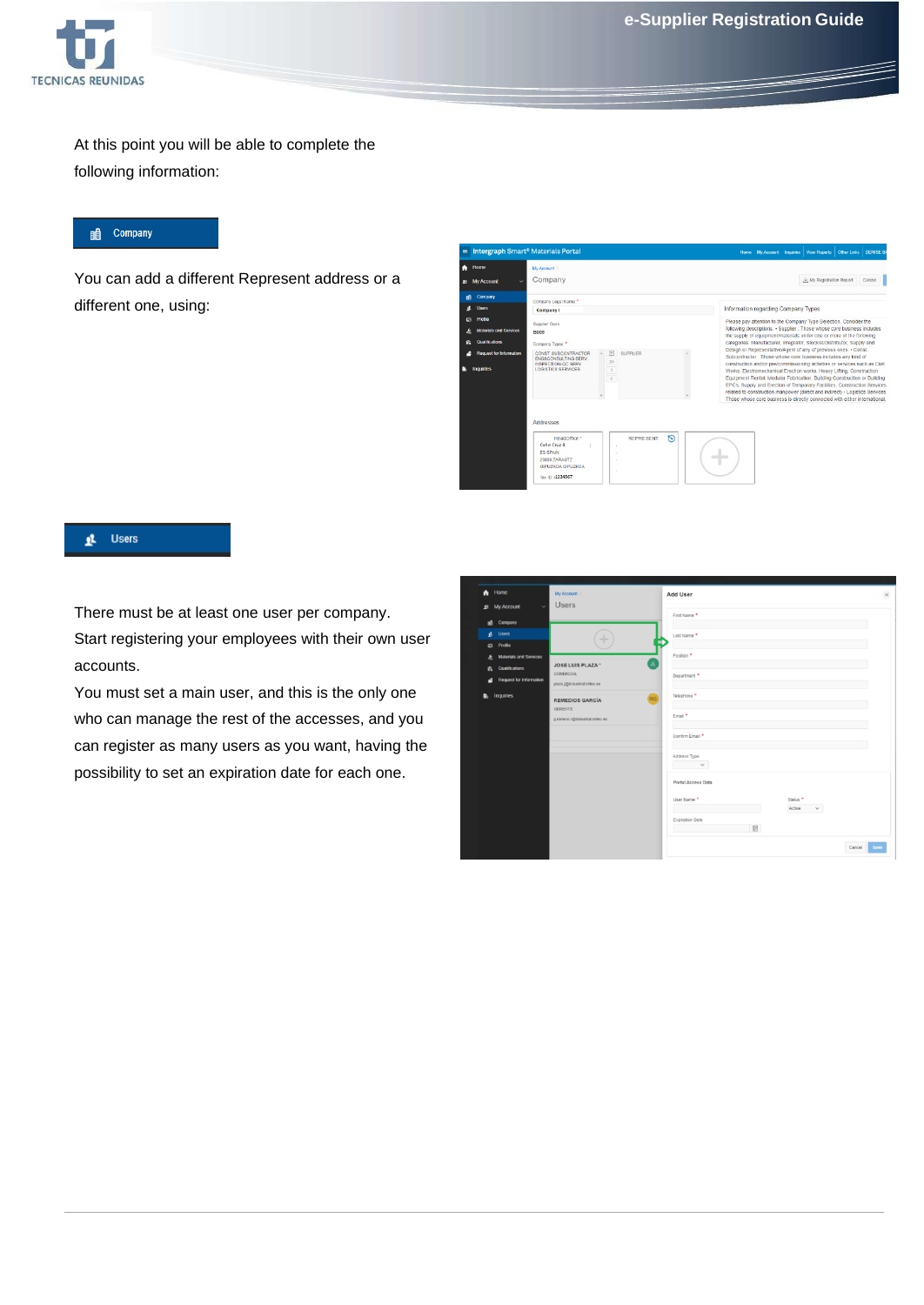At this point you will be able to complete the following information:

## Company

You can add a different Represent address or a different one, using:

## Users

There must be at least one user per company. Start registering your employees with their own user accounts.

You must set a main user, and this is the only one who can manage the rest of the accesses, and you can register as many users as you want, having the possibility to set an expiration date for each one.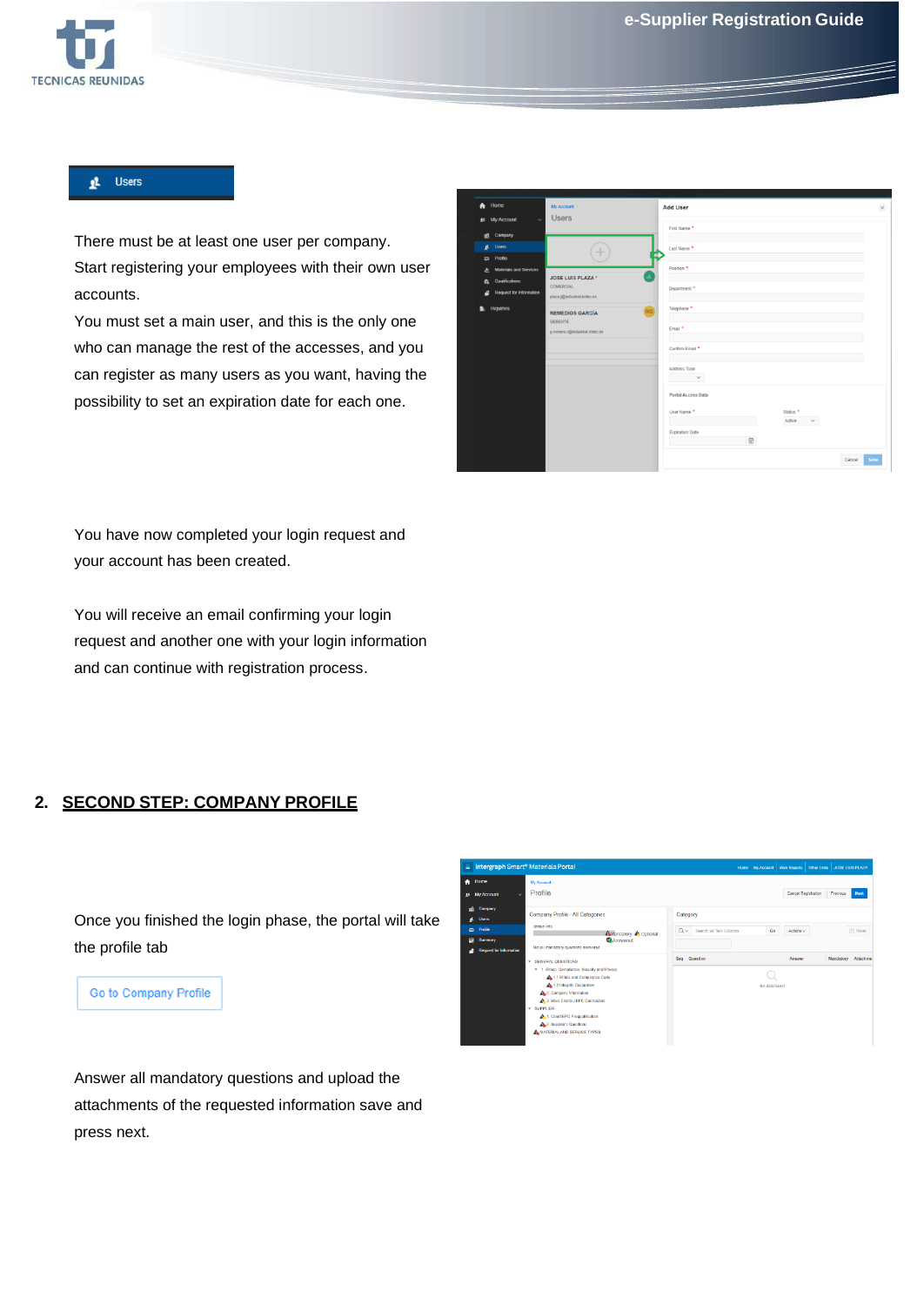## Users

There must be at least one user per company. Start registering your employees with their own user accounts.
You must set a main user, and this is the only one who can manage the rest of the accesses, and you can register as many users as you want, having the possibility to set an expiration date for each one.

You have now completed your login request and your account has been created.

You will receive an email confirming your login request and another one with your login information and can continue with registration process.

## 2. SECOND STEP: COMPANY PROFILE

Once you finished the login phase, the portal will take the profile tab

Go to Company Profile

Answer all mandatory questions and upload the attachments of the requested information save and press next.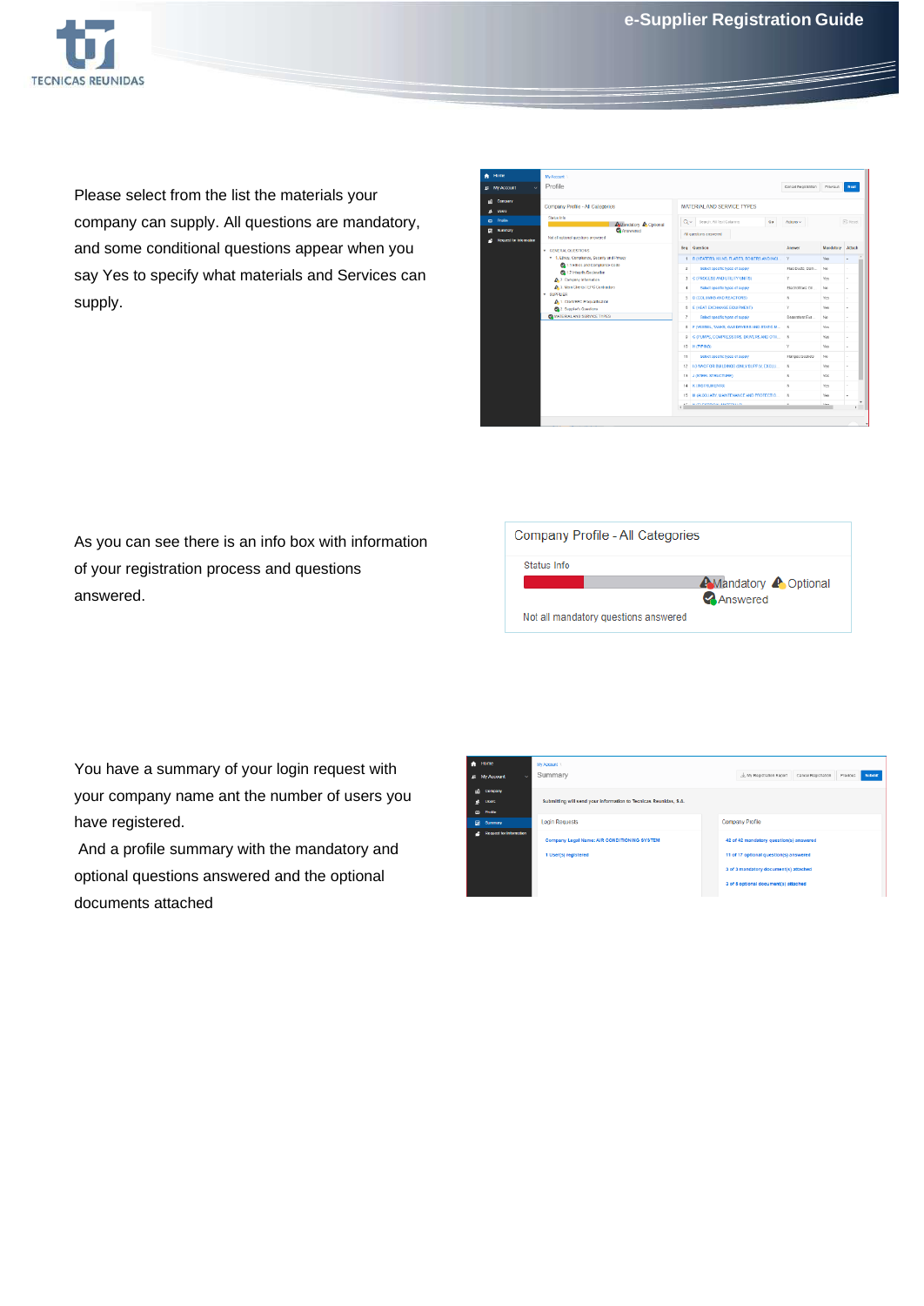Please select from the list the materials your company can supply. All questions are mandatory, and some conditional questions appear when you say Yes to specify what materials and Services can supply.

As you can see there is an info box with information of your registration process and questions answered.

You have a summary of your login request with your company name ant the number of users you have registered.

And a profile summary with the mandatory and optional questions answered and the optional documents attached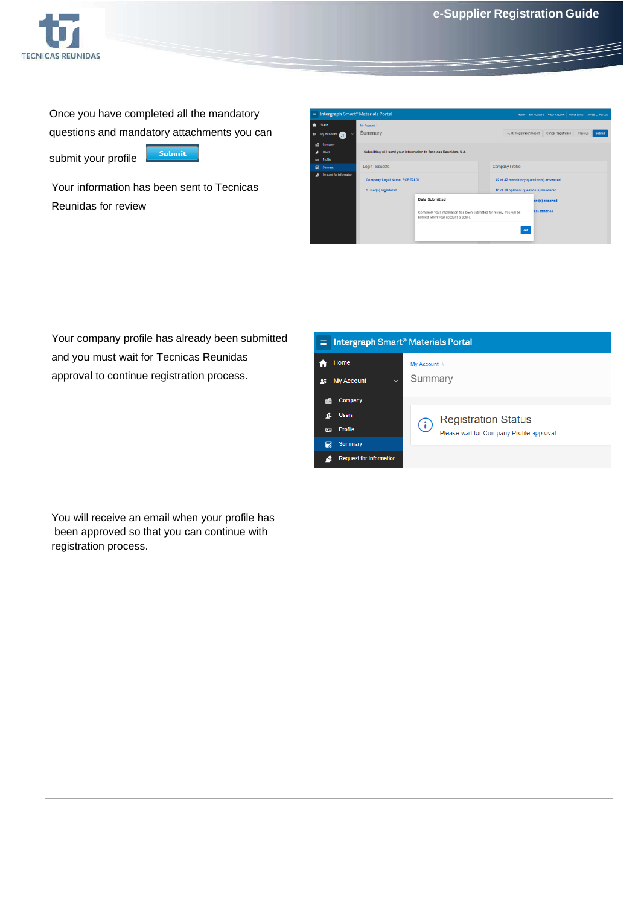Once you have completed all the mandatory questions and mandatory attachments you can submit your profile **Submit**

Your information has been sent to Tecnicas Reunidas for review

Your company profile has already been submitted and you must wait for Tecnicas Reunidas approval to continue registration process.

You will receive an email when your profile has been approved so that you can continue with registration process.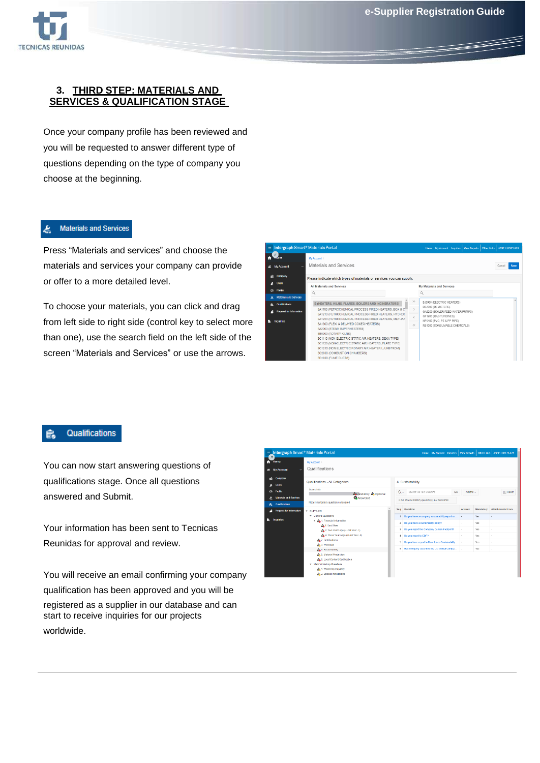## 3. THIRD STEP: MATERIALS AND SERVICES & QUALIFICATION STAGE

Once your company profile has been reviewed and you will be requested to answer different type of questions depending on the type of company you choose at the beginning.

**Materials and Services**

Press “Materials and services” and choose the materials and services your company can provide or offer to a more detailed level.

To choose your materials, you can click and drag from left side to right side (control key to select more than one), use the search field on the left side of the screen “Materials and Services” or use the arrows.

**Qualifications**

You can now start answering questions of qualifications stage. Once all questions answered and Submit.

Your information has been sent to Tecnicas Reunidas for approval and review.

You will receive an email confirming your company qualification has been approved and you will be registered as a supplier in our database and can start to receive inquiries for our projects worldwide.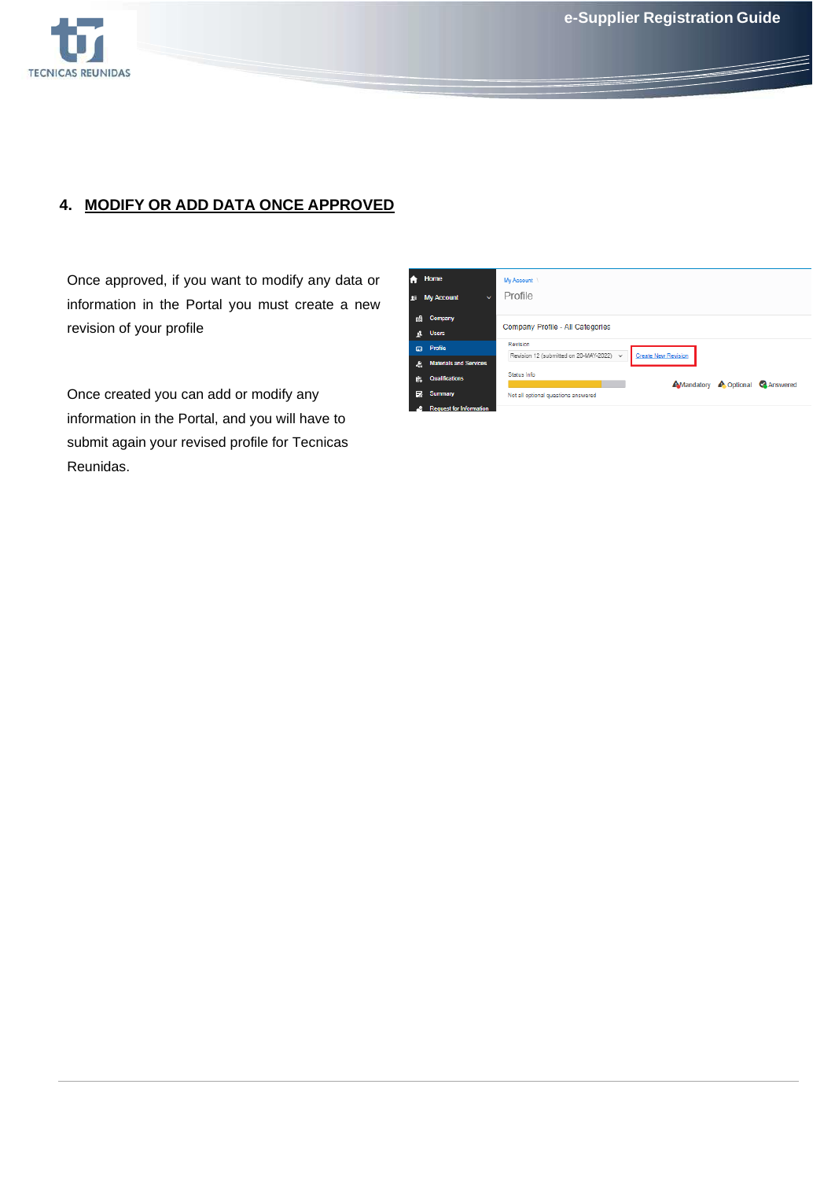## 4. MODIFY OR ADD DATA ONCE APPROVED

Once approved, if you want to modify any data or information in the Portal you must create a new revision of your profile

Once created you can add or modify any information in the Portal, and you will have to submit again your revised profile for Tecnicas Reunidas.